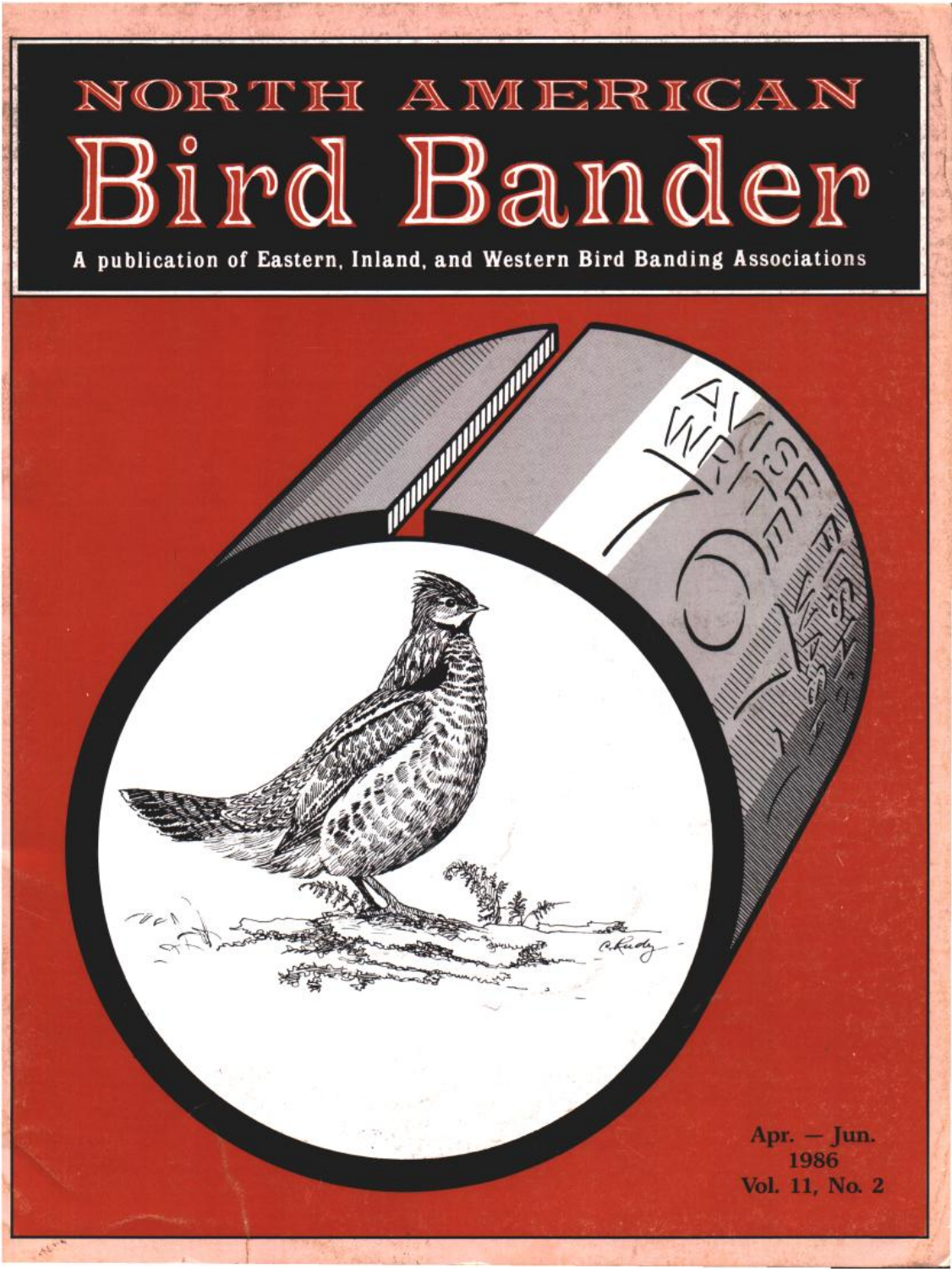# NORTH AMERICAN Bird Bander

A publication of Eastern, Inland, and Western Bird Banding Associations

Apr. — Jun.
1986
Vol. 11, No. 2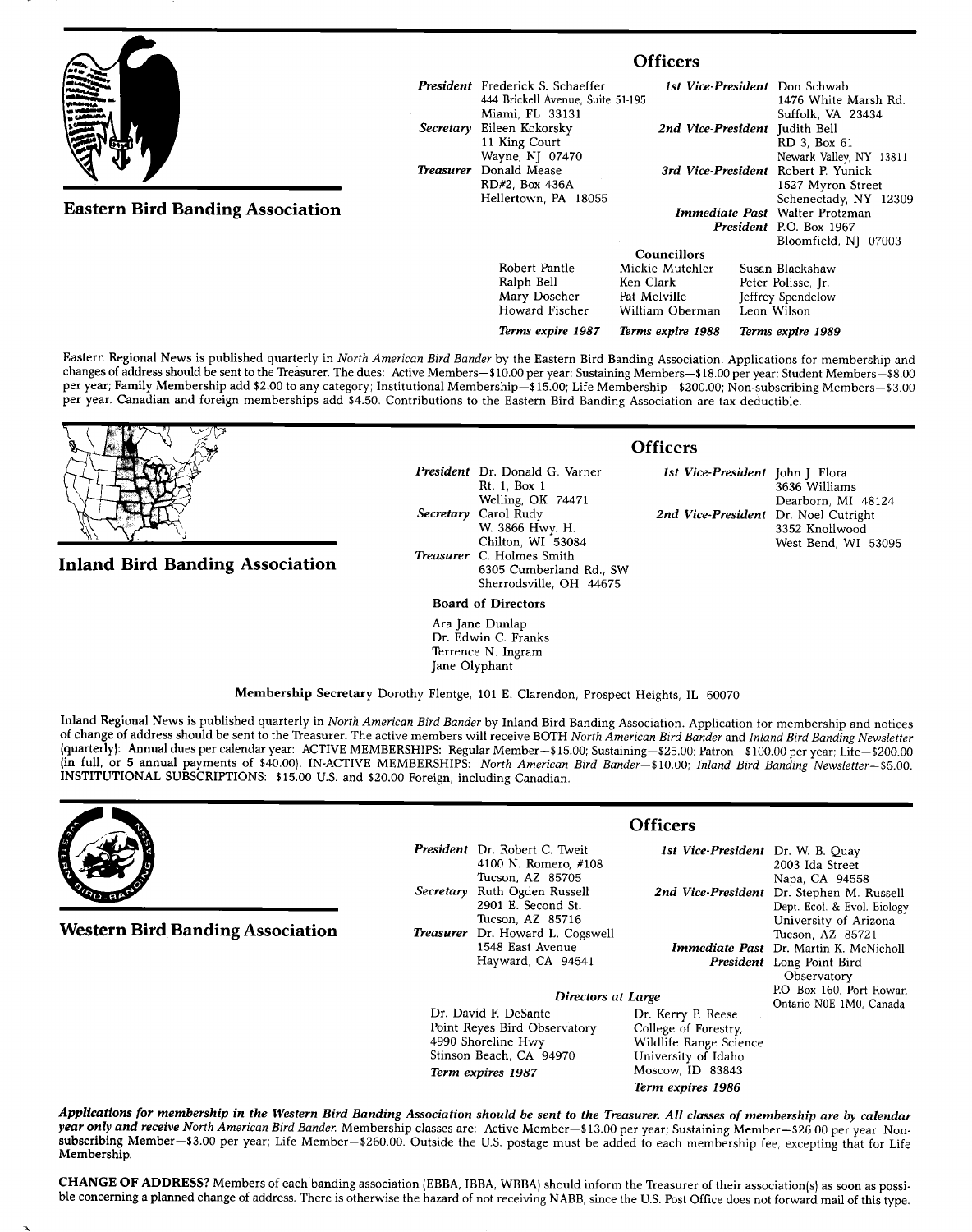## Eastern Bird Banding Association

### Officers

***President*** Frederick S. Schaeffer
444 Brickell Avenue, Suite 51-195
Miami, FL 33131

***Secretary*** Eileen Kokorsky
11 King Court
Wayne, NJ 07470

***Treasurer*** Donald Mease
RD#2, Box 436A
Hellertown, PA 18055

***1st Vice-President*** Don Schwab
1476 White Marsh Rd.
Suffolk, VA 23434

***2nd Vice-President*** Judith Bell
RD 3, Box 61
Newark Valley, NY 13811

***3rd Vice-President*** Robert P. Yunick
1527 Myron Street
Schenectady, NY 12309

***Immediate Past President*** Walter Protzman
P.O. Box 1967
Bloomfield, NJ 07003

**Councillors**

| | | |
|---|---|---|
| Robert Pantle | Mickie Mutchler | Susan Blackshaw |
| Ralph Bell | Ken Clark | Peter Polisse, Jr. |
| Mary Doscher | Pat Melville | Jeffrey Spendelow |
| Howard Fischer | William Oberman | Leon Wilson |
| *Terms expire 1987* | *Terms expire 1988* | *Terms expire 1989* |

Eastern Regional News is published quarterly in *North American Bird Bander* by the Eastern Bird Banding Association. Applications for membership and changes of address should be sent to the Treasurer. The dues: Active Members—$10.00 per year; Sustaining Members—$18.00 per year; Student Members—$8.00 per year; Family Membership add $2.00 to any category; Institutional Membership—$15.00; Life Membership—$200.00; Non-subscribing Members—$3.00 per year. Canadian and foreign memberships add $4.50. Contributions to the Eastern Bird Banding Association are tax deductible.

## Inland Bird Banding Association

### Officers

***President*** Dr. Donald G. Varner
Rt. 1, Box 1
Welling, OK 74471

***Secretary*** Carol Rudy
W. 3866 Hwy. H.
Chilton, WI 53084

***Treasurer*** C. Holmes Smith
6305 Cumberland Rd., SW
Sherrodsville, OH 44675

***1st Vice-President*** John J. Flora
3636 Williams
Dearborn, MI 48124

***2nd Vice-President*** Dr. Noel Cutright
3352 Knollwood
West Bend, WI 53095

**Board of Directors**

Ara Jane Dunlap
Dr. Edwin C. Franks
Terrence N. Ingram
Jane Olyphant

**Membership Secretary** Dorothy Flentge, 101 E. Clarendon, Prospect Heights, IL 60070

Inland Regional News is published quarterly in *North American Bird Bander* by Inland Bird Banding Association. Application for membership and notices of change of address should be sent to the Treasurer. The active members will receive BOTH *North American Bird Bander* and *Inland Bird Banding Newsletter* (quarterly): Annual dues per calendar year: ACTIVE MEMBERSHIPS: Regular Member—$15.00; Sustaining—$25.00; Patron—$100.00 per year; Life—$200.00 (in full, or 5 annual payments of $40.00). IN-ACTIVE MEMBERSHIPS: *North American Bird Bander*—$10.00; *Inland Bird Banding Newsletter*—$5.00. INSTITUTIONAL SUBSCRIPTIONS: $15.00 U.S. and $20.00 Foreign, including Canadian.

## Western Bird Banding Association

### Officers

***President*** Dr. Robert C. Tweit
4100 N. Romero, #108
Tucson, AZ 85705

***Secretary*** Ruth Ogden Russell
2901 E. Second St.
Tucson, AZ 85716

***Treasurer*** Dr. Howard L. Cogswell
1548 East Avenue
Hayward, CA 94541

***1st Vice-President*** Dr. W. B. Quay
2003 Ida Street
Napa, CA 94558

***2nd Vice-President*** Dr. Stephen M. Russell
Dept. Ecol. & Evol. Biology
University of Arizona
Tucson, AZ 85721

***Immediate Past President*** Dr. Martin K. McNicholl
Long Point Bird Observatory
P.O. Box 160, Port Rowan
Ontario N0E 1M0, Canada

***Directors at Large***

Dr. David F. DeSante
Point Reyes Bird Observatory
4990 Shoreline Hwy
Stinson Beach, CA 94970
*Term expires 1987*

Dr. Kerry P. Reese
College of Forestry,
Wildlife Range Science
University of Idaho
Moscow, ID 83843
*Term expires 1986*

***Applications for membership in the Western Bird Banding Association should be sent to the Treasurer. All classes of membership are by calendar year only and receive*** *North American Bird Bander.* Membership classes are: Active Member—$13.00 per year; Sustaining Member—$26.00 per year; Non-subscribing Member—$3.00 per year; Life Member—$260.00. Outside the U.S. postage must be added to each membership fee, excepting that for Life Membership.

**CHANGE OF ADDRESS?** Members of each banding association (EBBA, IBBA, WBBA) should inform the Treasurer of their association(s) as soon as possible concerning a planned change of address. There is otherwise the hazard of not receiving NABB, since the U.S. Post Office does not forward mail of this type.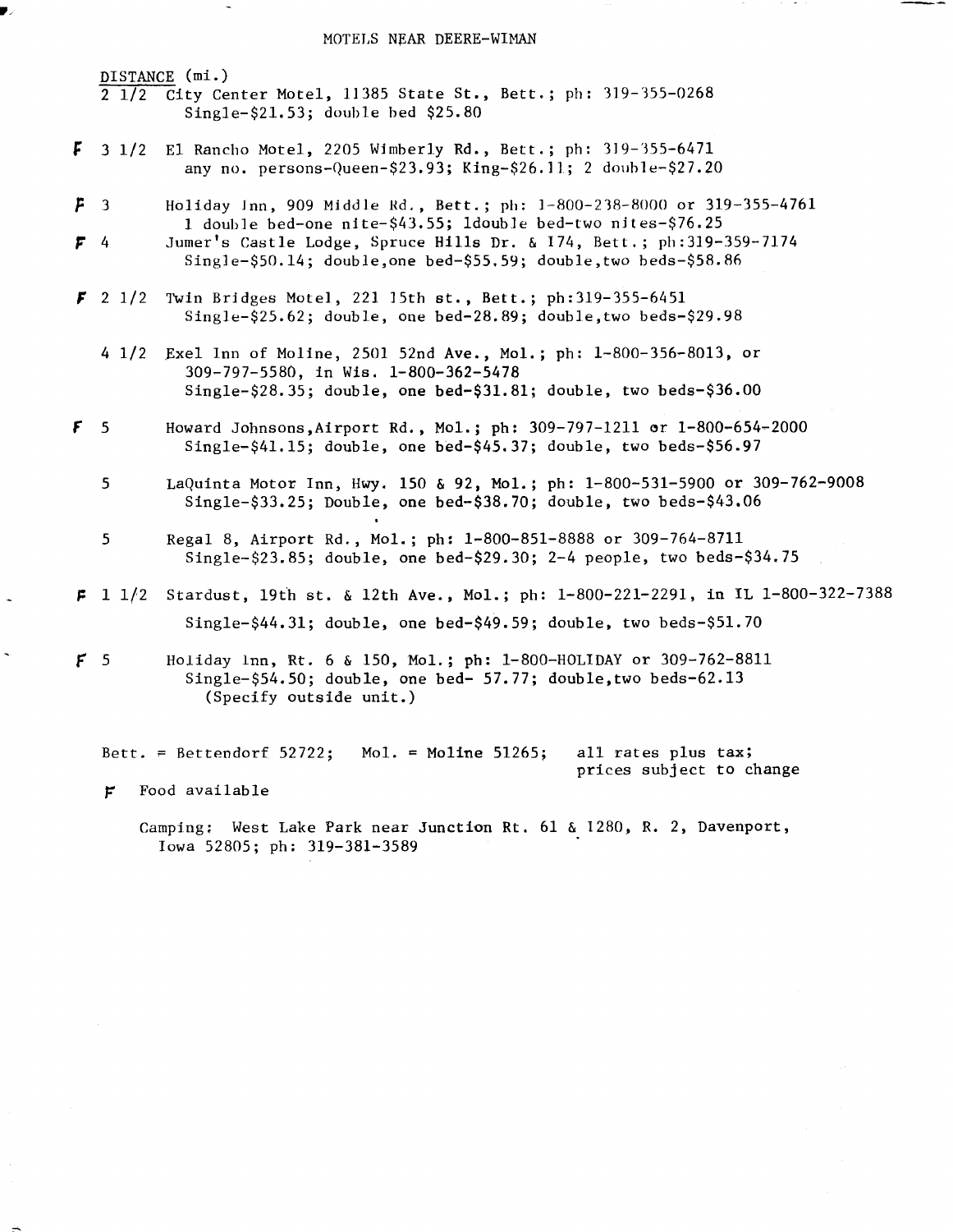# MOTELS NEAR DEERE-WIMAN

DISTANCE (mi.)

2 1/2 City Center Motel, 11385 State St., Bett.; ph: 319-355-0268
Single-$21.53; double bed $25.80

F 3 1/2 El Rancho Motel, 2205 Wimberly Rd., Bett.; ph: 319-355-6471
any no. persons-Queen-$23.93; King-$26.11; 2 double-$27.20

F 3 Holiday Inn, 909 Middle Rd., Bett.; ph: 1-800-238-8000 or 319-355-4761
1 double bed-one nite-$43.55; 1double bed-two nites-$76.25

F 4 Jumer's Castle Lodge, Spruce Hills Dr. & I74, Bett.; ph:319-359-7174
Single-$50.14; double,one bed-$55.59; double,two beds-$58.86

F 2 1/2 Twin Bridges Motel, 221 15th st., Bett.; ph:319-355-6451
Single-$25.62; double, one bed-28.89; double,two beds-$29.98

4 1/2 Exel Inn of Moline, 2501 52nd Ave., Mol.; ph: 1-800-356-8013, or 309-797-5580, in Wis. 1-800-362-5478
Single-$28.35; double, one bed-$31.81; double, two beds-$36.00

F 5 Howard Johnsons,Airport Rd., Mol.; ph: 309-797-1211 or 1-800-654-2000
Single-$41.15; double, one bed-$45.37; double, two beds-$56.97

5 LaQuinta Motor Inn, Hwy. 150 & 92, Mol.; ph: 1-800-531-5900 or 309-762-9008
Single-$33.25; Double, one bed-$38.70; double, two beds-$43.06

5 Regal 8, Airport Rd., Mol.; ph: 1-800-851-8888 or 309-764-8711
Single-$23.85; double, one bed-$29.30; 2-4 people, two beds-$34.75

F 1 1/2 Stardust, 19th st. & 12th Ave., Mol.; ph: 1-800-221-2291, in IL 1-800-322-7388
Single-$44.31; double, one bed-$49.59; double, two beds-$51.70

F 5 Holiday Inn, Rt. 6 & 150, Mol.; ph: 1-800-HOLIDAY or 309-762-8811
Single-$54.50; double, one bed- 57.77; double,two beds-62.13
(Specify outside unit.)

Bett. = Bettendorf 52722; Mol. = Moline 51265; all rates plus tax; prices subject to change

F Food available

Camping: West Lake Park near Junction Rt. 61 & I280, R. 2, Davenport, Iowa 52805; ph: 319-381-3589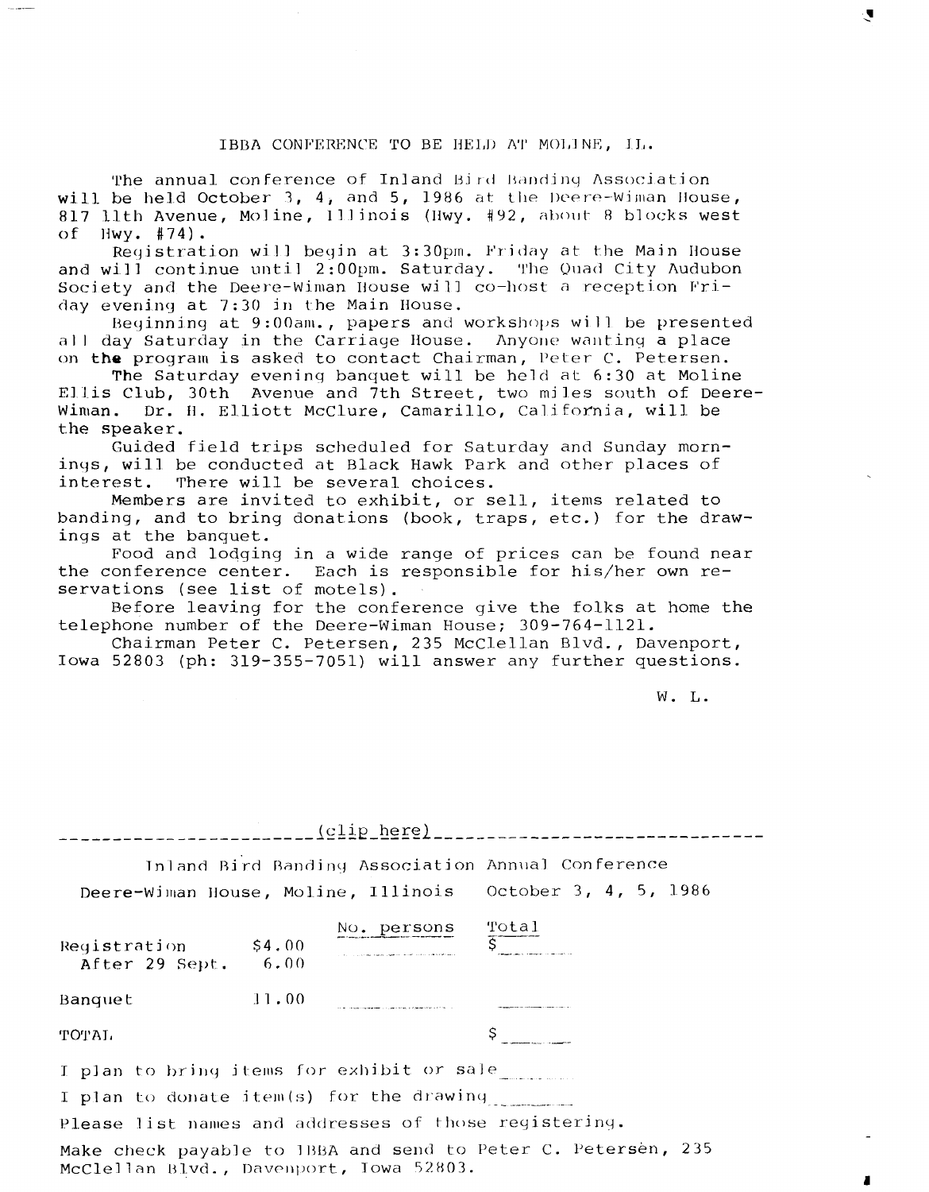## IBBA CONFERENCE TO BE HELD AT MOLINE, IL.

The annual conference of Inland Bird Banding Association will be held October 3, 4, and 5, 1986 at the Deere-Wiman House, 817 11th Avenue, Moline, Illinois (Hwy. #92, about 8 blocks west of Hwy. #74).

Registration will begin at 3:30pm. Friday at the Main House and will continue until 2:00pm. Saturday. The Quad City Audubon Society and the Deere-Wiman House will co-host a reception Friday evening at 7:30 in the Main House.

Beginning at 9:00am., papers and workshops will be presented all day Saturday in the Carriage House. Anyone wanting a place on the program is asked to contact Chairman, Peter C. Petersen.

The Saturday evening banquet will be held at 6:30 at Moline Ellis Club, 30th Avenue and 7th Street, two miles south of Deere-Wiman. Dr. H. Elliott McClure, Camarillo, California, will be the speaker.

Guided field trips scheduled for Saturday and Sunday mornings, will be conducted at Black Hawk Park and other places of interest. There will be several choices.

Members are invited to exhibit, or sell, items related to banding, and to bring donations (book, traps, etc.) for the drawings at the banquet.

Food and lodging in a wide range of prices can be found near the conference center. Each is responsible for his/her own reservations (see list of motels).

Before leaving for the conference give the folks at home the telephone number of the Deere-Wiman House; 309-764-1121.

Chairman Peter C. Petersen, 235 McClellan Blvd., Davenport, Iowa 52803 (ph: 319-355-7051) will answer any further questions.

W. L.

---

(clip here)

Inland Bird Banding Association Annual Conference

Deere-Wiman House, Moline, Illinois October 3, 4, 5, 1986

| | | No. persons | Total |
|---|---|---|---|
| Registration | $4.00 | ______ | $______ |
| After 29 Sept. | 6.00 | | |
| Banquet | 11.00 | ______ | ______ |
| TOTAL | | | $______ |

I plan to bring items for exhibit or sale______

I plan to donate item(s) for the drawing______

Please list names and addresses of those registering.

Make check payable to IBBA and send to Peter C. Petersen, 235 McClellan Blvd., Davenport, Iowa 52803.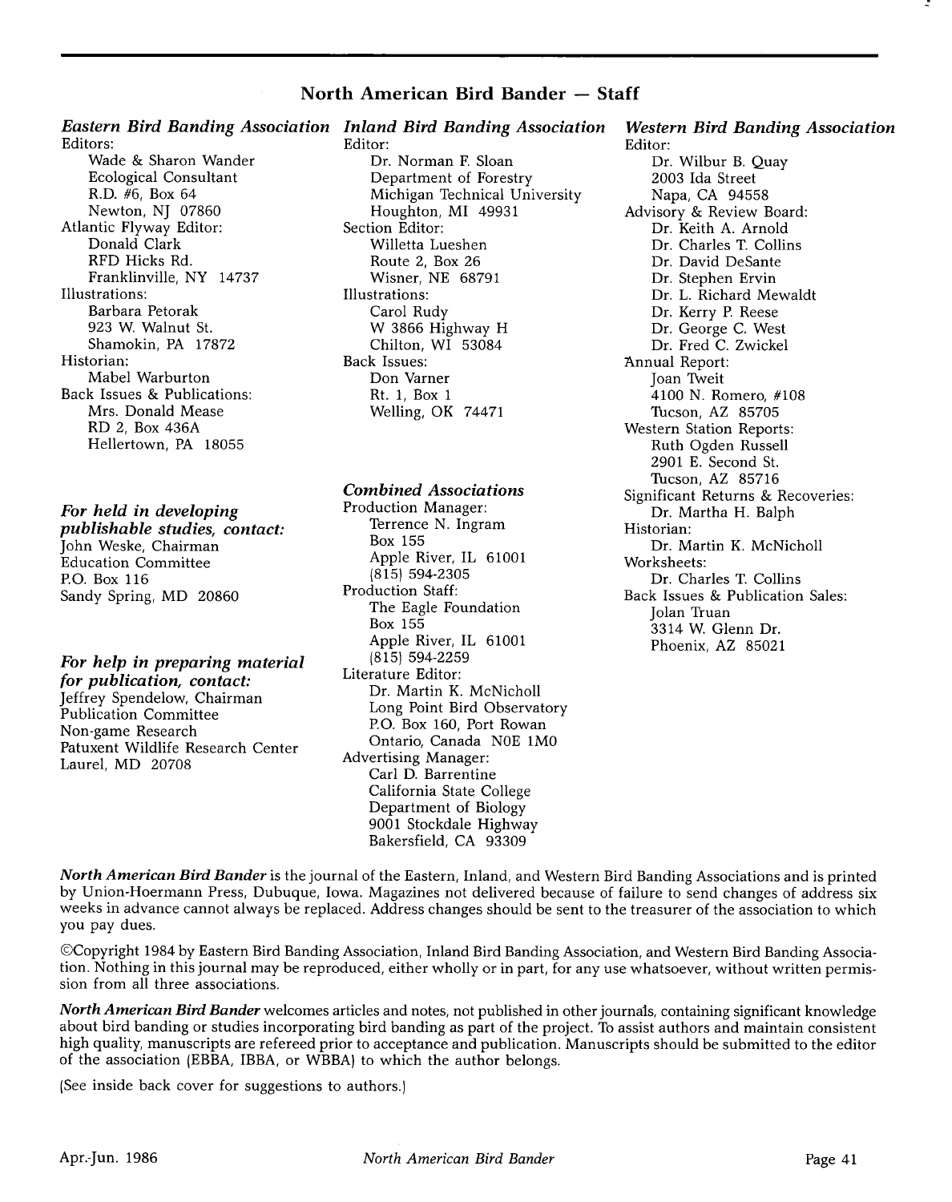## North American Bird Bander — Staff

### *Eastern Bird Banding Association*

Editors:
Wade & Sharon Wander
Ecological Consultant
R.D. #6, Box 64
Newton, NJ 07860

Atlantic Flyway Editor:
Donald Clark
RFD Hicks Rd.
Franklinville, NY 14737

Illustrations:
Barbara Petorak
923 W. Walnut St.
Shamokin, PA 17872

Historian:
Mabel Warburton

Back Issues & Publications:
Mrs. Donald Mease
RD 2, Box 436A
Hellertown, PA 18055

### *For held in developing publishable studies, contact:*

John Weske, Chairman
Education Committee
P.O. Box 116
Sandy Spring, MD 20860

### *For help in preparing material for publication, contact:*

Jeffrey Spendelow, Chairman
Publication Committee
Non-game Research
Patuxent Wildlife Research Center
Laurel, MD 20708

### *Inland Bird Banding Association*

Editor:
Dr. Norman F. Sloan
Department of Forestry
Michigan Technical University
Houghton, MI 49931

Section Editor:
Willetta Lueshen
Route 2, Box 26
Wisner, NE 68791

Illustrations:
Carol Rudy
W 3866 Highway H
Chilton, WI 53084

Back Issues:
Don Varner
Rt. 1, Box 1
Welling, OK 74471

### *Combined Associations*

Production Manager:
Terrence N. Ingram
Box 155
Apple River, IL 61001
(815) 594-2305

Production Staff:
The Eagle Foundation
Box 155
Apple River, IL 61001
(815) 594-2259

Literature Editor:
Dr. Martin K. McNicholl
Long Point Bird Observatory
P.O. Box 160, Port Rowan
Ontario, Canada N0E 1M0

Advertising Manager:
Carl D. Barrentine
California State College
Department of Biology
9001 Stockdale Highway
Bakersfield, CA 93309

### *Western Bird Banding Association*

Editor:
Dr. Wilbur B. Quay
2003 Ida Street
Napa, CA 94558

Advisory & Review Board:
Dr. Keith A. Arnold
Dr. Charles T. Collins
Dr. David DeSante
Dr. Stephen Ervin
Dr. L. Richard Mewaldt
Dr. Kerry P. Reese
Dr. George C. West
Dr. Fred C. Zwickel

Annual Report:
Joan Tweit
4100 N. Romero, #108
Tucson, AZ 85705

Western Station Reports:
Ruth Ogden Russell
2901 E. Second St.
Tucson, AZ 85716

Significant Returns & Recoveries:
Dr. Martha H. Balph

Historian:
Dr. Martin K. McNicholl

Worksheets:
Dr. Charles T. Collins

Back Issues & Publication Sales:
Jolan Truan
3314 W. Glenn Dr.
Phoenix, AZ 85021

***North American Bird Bander*** is the journal of the Eastern, Inland, and Western Bird Banding Associations and is printed by Union-Hoermann Press, Dubuque, Iowa. Magazines not delivered because of failure to send changes of address six weeks in advance cannot always be replaced. Address changes should be sent to the treasurer of the association to which you pay dues.

©Copyright 1984 by Eastern Bird Banding Association, Inland Bird Banding Association, and Western Bird Banding Association. Nothing in this journal may be reproduced, either wholly or in part, for any use whatsoever, without written permission from all three associations.

***North American Bird Bander*** welcomes articles and notes, not published in other journals, containing significant knowledge about bird banding or studies incorporating bird banding as part of the project. To assist authors and maintain consistent high quality, manuscripts are refereed prior to acceptance and publication. Manuscripts should be submitted to the editor of the association (EBBA, IBBA, or WBBA) to which the author belongs.

(See inside back cover for suggestions to authors.)